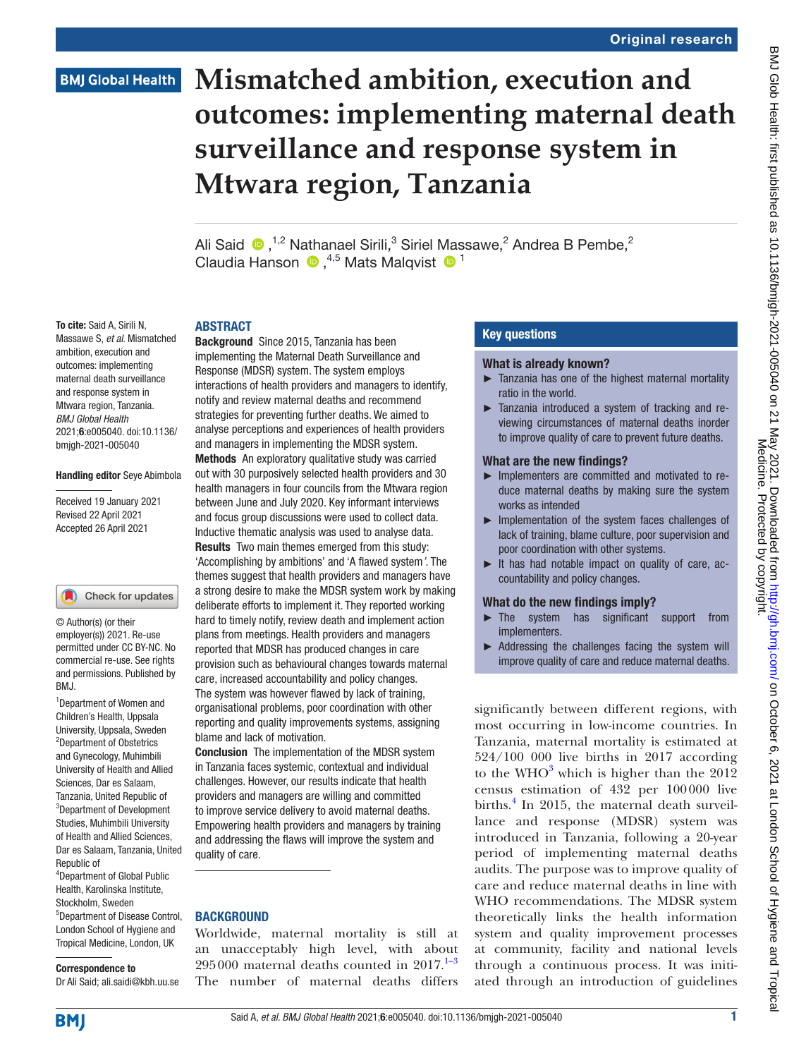Original research

# Mismatched ambition, execution and outcomes: implementing maternal death surveillance and response system in Mtwara region, Tanzania

Ali Said ,[1,2] Nathanael Sirili,[3] Siriel Massawe,[2] Andrea B Pembe,[2] Claudia Hanson ,[4,5] Mats Malqvist [1]

**To cite:** Said A, Sirili N, Massawe S, *et al*. Mismatched ambition, execution and outcomes: implementing maternal death surveillance and response system in Mtwara region, Tanzania. *BMJ Global Health* 2021;**6**:e005040. doi:10.1136/bmjgh-2021-005040

**Handling editor** Seye Abimbola

Received 19 January 2021
Revised 22 April 2021
Accepted 26 April 2021

© Author(s) (or their employer(s)) 2021. Re-use permitted under CC BY-NC. No commercial re-use. See rights and permissions. Published by BMJ.

[1]Department of Women and Children's Health, Uppsala University, Uppsala, Sweden
[2]Department of Obstetrics and Gynecology, Muhimbili University of Health and Allied Sciences, Dar es Salaam, Tanzania, United Republic of
[3]Department of Development Studies, Muhimbili University of Health and Allied Sciences, Dar es Salaam, Tanzania, United Republic of
[4]Department of Global Public Health, Karolinska Institute, Stockholm, Sweden
[5]Department of Disease Control, London School of Hygiene and Tropical Medicine, London, UK

**Correspondence to**
Dr Ali Said; ali.saidi@kbh.uu.se

## ABSTRACT

**Background** Since 2015, Tanzania has been implementing the Maternal Death Surveillance and Response (MDSR) system. The system employs interactions of health providers and managers to identify, notify and review maternal deaths and recommend strategies for preventing further deaths. We aimed to analyse perceptions and experiences of health providers and managers in implementing the MDSR system.

**Methods** An exploratory qualitative study was carried out with 30 purposively selected health providers and 30 health managers in four councils from the Mtwara region between June and July 2020. Key informant interviews and focus group discussions were used to collect data. Inductive thematic analysis was used to analyse data.

**Results** Two main themes emerged from this study: 'Accomplishing by ambitions' and 'A flawed system'. The themes suggest that health providers and managers have a strong desire to make the MDSR system work by making deliberate efforts to implement it. They reported working hard to timely notify, review death and implement action plans from meetings. Health providers and managers reported that MDSR has produced changes in care provision such as behavioural changes towards maternal care, increased accountability and policy changes. The system was however flawed by lack of training, organisational problems, poor coordination with other reporting and quality improvements systems, assigning blame and lack of motivation.

**Conclusion** The implementation of the MDSR system in Tanzania faces systemic, contextual and individual challenges. However, our results indicate that health providers and managers are willing and committed to improve service delivery to avoid maternal deaths. Empowering health providers and managers by training and addressing the flaws will improve the system and quality of care.

## Key questions

### What is already known?

- Tanzania has one of the highest maternal mortality ratio in the world.
- Tanzania introduced a system of tracking and reviewing circumstances of maternal deaths inorder to improve quality of care to prevent future deaths.

### What are the new findings?

- Implementers are committed and motivated to reduce maternal deaths by making sure the system works as intended
- Implementation of the system faces challenges of lack of training, blame culture, poor supervision and poor coordination with other systems.
- It has had notable impact on quality of care, accountability and policy changes.

### What do the new findings imply?

- The system has significant support from implementers.
- Addressing the challenges facing the system will improve quality of care and reduce maternal deaths.

## BACKGROUND

Worldwide, maternal mortality is still at an unacceptably high level, with about 295 000 maternal deaths counted in 2017.[1–3] The number of maternal deaths differs significantly between different regions, with most occurring in low-income countries. In Tanzania, maternal mortality is estimated at 524/100 000 live births in 2017 according to the WHO[3] which is higher than the 2012 census estimation of 432 per 100 000 live births.[4] In 2015, the maternal death surveillance and response (MDSR) system was introduced in Tanzania, following a 20-year period of implementing maternal deaths audits. The purpose was to improve quality of care and reduce maternal deaths in line with WHO recommendations. The MDSR system theoretically links the health information system and quality improvement processes at community, facility and national levels through a continuous process. It was initiated through an introduction of guidelines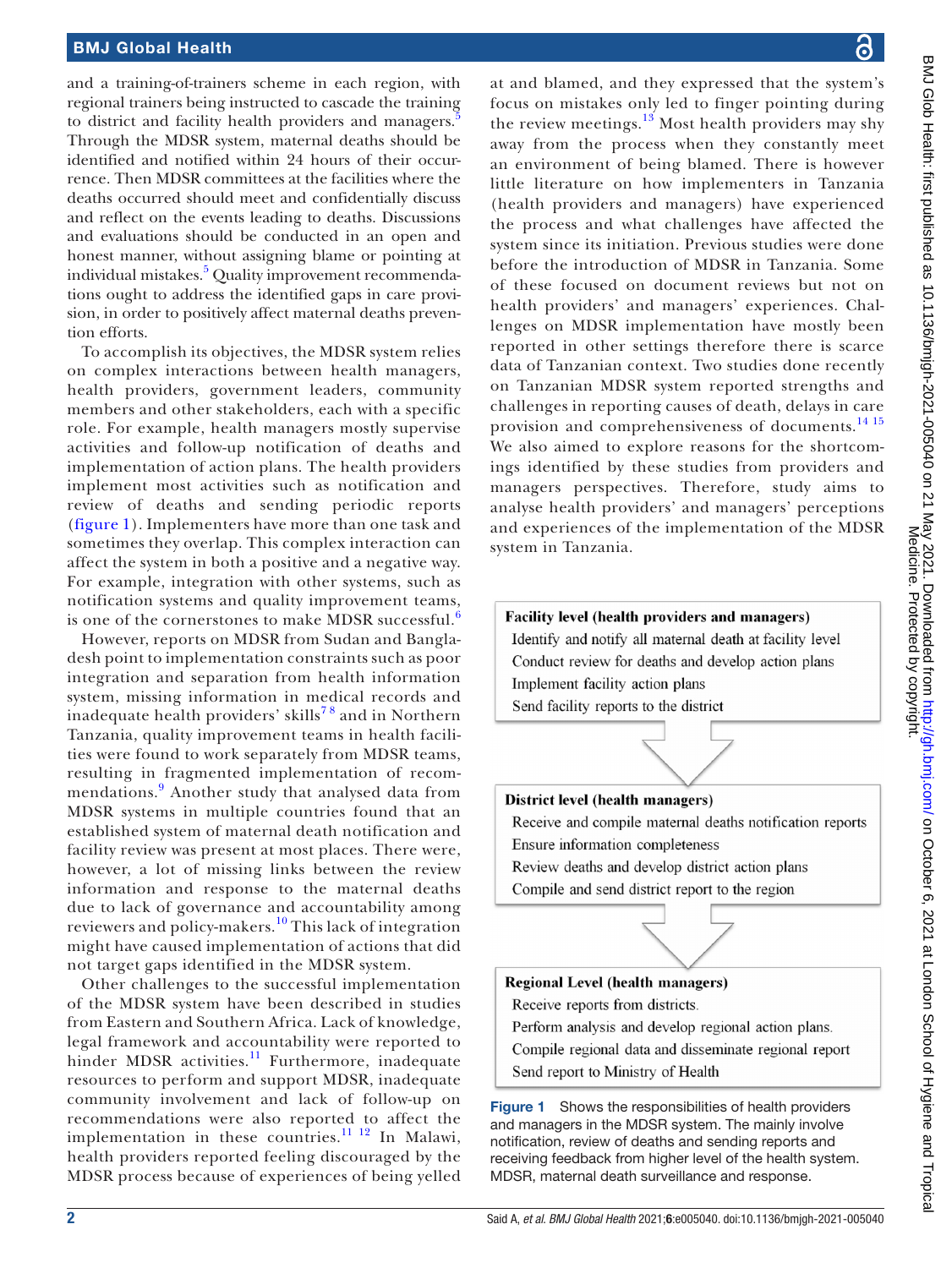and a training-of-trainers scheme in each region, with regional trainers being instructed to cascade the training to district and facility health providers and managers.[5] Through the MDSR system, maternal deaths should be identified and notified within 24 hours of their occurrence. Then MDSR committees at the facilities where the deaths occurred should meet and confidentially discuss and reflect on the events leading to deaths. Discussions and evaluations should be conducted in an open and honest manner, without assigning blame or pointing at individual mistakes.[5] Quality improvement recommendations ought to address the identified gaps in care provision, in order to positively affect maternal deaths prevention efforts.

To accomplish its objectives, the MDSR system relies on complex interactions between health managers, health providers, government leaders, community members and other stakeholders, each with a specific role. For example, health managers mostly supervise activities and follow-up notification of deaths and implementation of action plans. The health providers implement most activities such as notification and review of deaths and sending periodic reports (figure 1). Implementers have more than one task and sometimes they overlap. This complex interaction can affect the system in both a positive and a negative way. For example, integration with other systems, such as notification systems and quality improvement teams, is one of the cornerstones to make MDSR successful.[6]

However, reports on MDSR from Sudan and Bangladesh point to implementation constraints such as poor integration and separation from health information system, missing information in medical records and inadequate health providers' skills[7,8] and in Northern Tanzania, quality improvement teams in health facilities were found to work separately from MDSR teams, resulting in fragmented implementation of recommendations.[9] Another study that analysed data from MDSR systems in multiple countries found that an established system of maternal death notification and facility review was present at most places. There were, however, a lot of missing links between the review information and response to the maternal deaths due to lack of governance and accountability among reviewers and policy-makers.[10] This lack of integration might have caused implementation of actions that did not target gaps identified in the MDSR system.

Other challenges to the successful implementation of the MDSR system have been described in studies from Eastern and Southern Africa. Lack of knowledge, legal framework and accountability were reported to hinder MDSR activities.[11] Furthermore, inadequate resources to perform and support MDSR, inadequate community involvement and lack of follow-up on recommendations were also reported to affect the implementation in these countries.[11,12] In Malawi, health providers reported feeling discouraged by the MDSR process because of experiences of being yelled at and blamed, and they expressed that the system's focus on mistakes only led to finger pointing during the review meetings.[13] Most health providers may shy away from the process when they constantly meet an environment of being blamed. There is however little literature on how implementers in Tanzania (health providers and managers) have experienced the process and what challenges have affected the system since its initiation. Previous studies were done before the introduction of MDSR in Tanzania. Some of these focused on document reviews but not on health providers' and managers' experiences. Challenges on MDSR implementation have mostly been reported in other settings therefore there is scarce data of Tanzanian context. Two studies done recently on Tanzanian MDSR system reported strengths and challenges in reporting causes of death, delays in care provision and comprehensiveness of documents.[14,15] We also aimed to explore reasons for the shortcomings identified by these studies from providers and managers perspectives. Therefore, study aims to analyse health providers' and managers' perceptions and experiences of the implementation of the MDSR system in Tanzania.

**Facility level (health providers and managers)**
- Identify and notify all maternal death at facility level
- Conduct review for deaths and develop action plans
- Implement facility action plans
- Send facility reports to the district

**District level (health managers)**
- Receive and compile maternal deaths notification reports
- Ensure information completeness
- Review deaths and develop district action plans
- Compile and send district report to the region

**Regional Level (health managers)**
- Receive reports from districts.
- Perform analysis and develop regional action plans.
- Compile regional data and disseminate regional report
- Send report to Ministry of Health

**Figure 1** Shows the responsibilities of health providers and managers in the MDSR system. The mainly involve notification, review of deaths and sending reports and receiving feedback from higher level of the health system. MDSR, maternal death surveillance and response.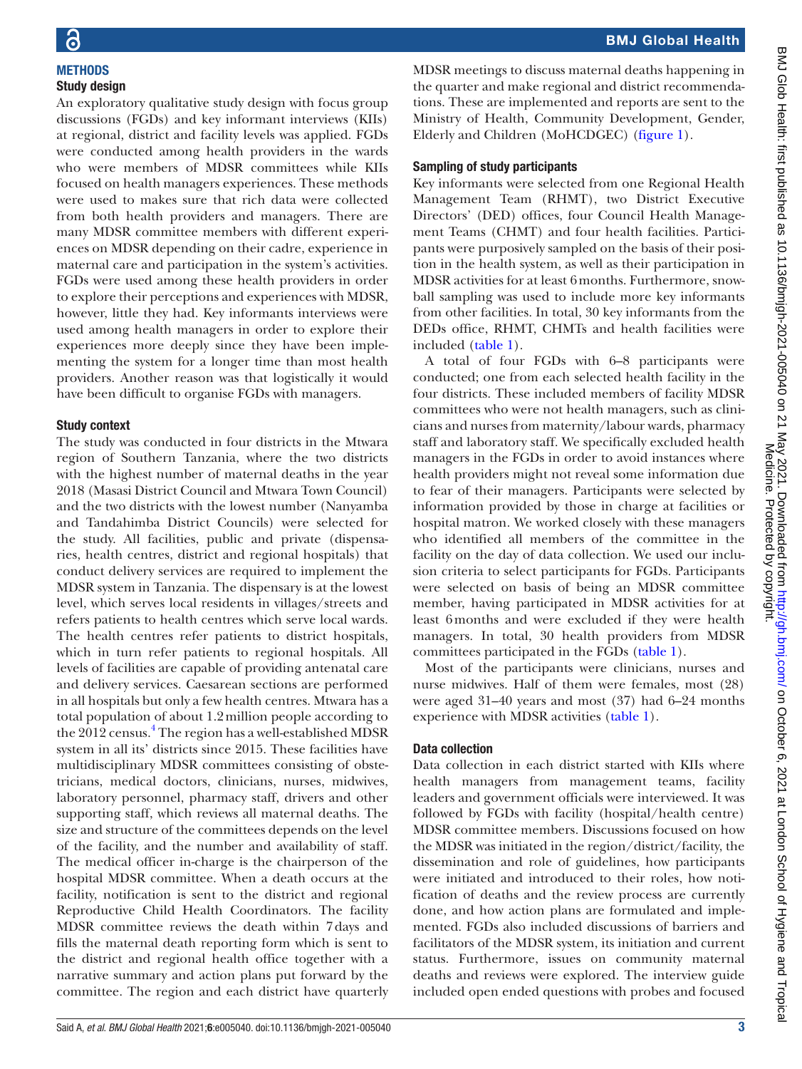## METHODS

### Study design

An exploratory qualitative study design with focus group discussions (FGDs) and key informant interviews (KIIs) at regional, district and facility levels was applied. FGDs were conducted among health providers in the wards who were members of MDSR committees while KIIs focused on health managers experiences. These methods were used to makes sure that rich data were collected from both health providers and managers. There are many MDSR committee members with different experiences on MDSR depending on their cadre, experience in maternal care and participation in the system's activities. FGDs were used among these health providers in order to explore their perceptions and experiences with MDSR, however, little they had. Key informants interviews were used among health managers in order to explore their experiences more deeply since they have been implementing the system for a longer time than most health providers. Another reason was that logistically it would have been difficult to organise FGDs with managers.

### Study context

The study was conducted in four districts in the Mtwara region of Southern Tanzania, where the two districts with the highest number of maternal deaths in the year 2018 (Masasi District Council and Mtwara Town Council) and the two districts with the lowest number (Nanyamba and Tandahimba District Councils) were selected for the study. All facilities, public and private (dispensaries, health centres, district and regional hospitals) that conduct delivery services are required to implement the MDSR system in Tanzania. The dispensary is at the lowest level, which serves local residents in villages/streets and refers patients to health centres which serve local wards. The health centres refer patients to district hospitals, which in turn refer patients to regional hospitals. All levels of facilities are capable of providing antenatal care and delivery services. Caesarean sections are performed in all hospitals but only a few health centres. Mtwara has a total population of about 1.2 million people according to the 2012 census.[4] The region has a well-established MDSR system in all its' districts since 2015. These facilities have multidisciplinary MDSR committees consisting of obstetricians, medical doctors, clinicians, nurses, midwives, laboratory personnel, pharmacy staff, drivers and other supporting staff, which reviews all maternal deaths. The size and structure of the committees depends on the level of the facility, and the number and availability of staff. The medical officer in-charge is the chairperson of the hospital MDSR committee. When a death occurs at the facility, notification is sent to the district and regional Reproductive Child Health Coordinators. The facility MDSR committee reviews the death within 7 days and fills the maternal death reporting form which is sent to the district and regional health office together with a narrative summary and action plans put forward by the committee. The region and each district have quarterly MDSR meetings to discuss maternal deaths happening in the quarter and make regional and district recommendations. These are implemented and reports are sent to the Ministry of Health, Community Development, Gender, Elderly and Children (MoHCDGEC) (figure 1).

### Sampling of study participants

Key informants were selected from one Regional Health Management Team (RHMT), two District Executive Directors' (DED) offices, four Council Health Management Teams (CHMT) and four health facilities. Participants were purposively sampled on the basis of their position in the health system, as well as their participation in MDSR activities for at least 6 months. Furthermore, snowball sampling was used to include more key informants from other facilities. In total, 30 key informants from the DEDs office, RHMT, CHMTs and health facilities were included (table 1).

A total of four FGDs with 6–8 participants were conducted; one from each selected health facility in the four districts. These included members of facility MDSR committees who were not health managers, such as clinicians and nurses from maternity/labour wards, pharmacy staff and laboratory staff. We specifically excluded health managers in the FGDs in order to avoid instances where health providers might not reveal some information due to fear of their managers. Participants were selected by information provided by those in charge at facilities or hospital matron. We worked closely with these managers who identified all members of the committee in the facility on the day of data collection. We used our inclusion criteria to select participants for FGDs. Participants were selected on basis of being an MDSR committee member, having participated in MDSR activities for at least 6 months and were excluded if they were health managers. In total, 30 health providers from MDSR committees participated in the FGDs (table 1).

Most of the participants were clinicians, nurses and nurse midwives. Half of them were females, most (28) were aged 31–40 years and most (37) had 6–24 months experience with MDSR activities (table 1).

### Data collection

Data collection in each district started with KIIs where health managers from management teams, facility leaders and government officials were interviewed. It was followed by FGDs with facility (hospital/health centre) MDSR committee members. Discussions focused on how the MDSR was initiated in the region/district/facility, the dissemination and role of guidelines, how participants were initiated and introduced to their roles, how notification of deaths and the review process are currently done, and how action plans are formulated and implemented. FGDs also included discussions of barriers and facilitators of the MDSR system, its initiation and current status. Furthermore, issues on community maternal deaths and reviews were explored. The interview guide included open ended questions with probes and focused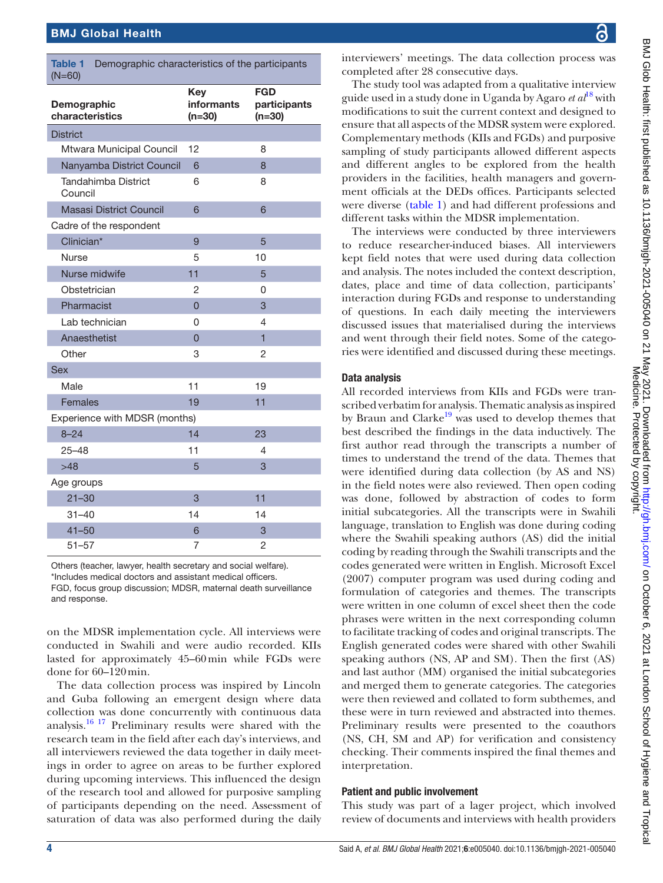**Table 1** Demographic characteristics of the participants (N=60)

| Demographic characteristics | Key informants (n=30) | FGD participants (n=30) |
|---|---|---|
| District | | |
| Mtwara Municipal Council | 12 | 8 |
| Nanyamba District Council | 6 | 8 |
| Tandahimba District Council | 6 | 8 |
| Masasi District Council | 6 | 6 |
| Cadre of the respondent | | |
| Clinician* | 9 | 5 |
| Nurse | 5 | 10 |
| Nurse midwife | 11 | 5 |
| Obstetrician | 2 | 0 |
| Pharmacist | 0 | 3 |
| Lab technician | 0 | 4 |
| Anaesthetist | 0 | 1 |
| Other | 3 | 2 |
| Sex | | |
| Male | 11 | 19 |
| Females | 19 | 11 |
| Experience with MDSR (months) | | |
| 8–24 | 14 | 23 |
| 25–48 | 11 | 4 |
| >48 | 5 | 3 |
| Age groups | | |
| 21–30 | 3 | 11 |
| 31–40 | 14 | 14 |
| 41–50 | 6 | 3 |
| 51–57 | 7 | 2 |

Others (teacher, lawyer, health secretary and social welfare).
*Includes medical doctors and assistant medical officers.
FGD, focus group discussion; MDSR, maternal death surveillance and response.

on the MDSR implementation cycle. All interviews were conducted in Swahili and were audio recorded. KIIs lasted for approximately 45–60 min while FGDs were done for 60–120 min.

The data collection process was inspired by Lincoln and Guba following an emergent design where data collection was done concurrently with continuous data analysis.[16 17] Preliminary results were shared with the research team in the field after each day's interviews, and all interviewers reviewed the data together in daily meetings in order to agree on areas to be further explored during upcoming interviews. This influenced the design of the research tool and allowed for purposive sampling of participants depending on the need. Assessment of saturation of data was also performed during the daily interviewers' meetings. The data collection process was completed after 28 consecutive days.

The study tool was adapted from a qualitative interview guide used in a study done in Uganda by Agaro *et al*[18] with modifications to suit the current context and designed to ensure that all aspects of the MDSR system were explored. Complementary methods (KIIs and FGDs) and purposive sampling of study participants allowed different aspects and different angles to be explored from the health providers in the facilities, health managers and government officials at the DEDs offices. Participants selected were diverse (table 1) and had different professions and different tasks within the MDSR implementation.

The interviews were conducted by three interviewers to reduce researcher-induced biases. All interviewers kept field notes that were used during data collection and analysis. The notes included the context description, dates, place and time of data collection, participants' interaction during FGDs and response to understanding of questions. In each daily meeting the interviewers discussed issues that materialised during the interviews and went through their field notes. Some of the categories were identified and discussed during these meetings.

## Data analysis

All recorded interviews from KIIs and FGDs were transcribed verbatim for analysis. Thematic analysis as inspired by Braun and Clarke[19] was used to develop themes that best described the findings in the data inductively. The first author read through the transcripts a number of times to understand the trend of the data. Themes that were identified during data collection (by AS and NS) in the field notes were also reviewed. Then open coding was done, followed by abstraction of codes to form initial subcategories. All the transcripts were in Swahili language, translation to English was done during coding where the Swahili speaking authors (AS) did the initial coding by reading through the Swahili transcripts and the codes generated were written in English. Microsoft Excel (2007) computer program was used during coding and formulation of categories and themes. The transcripts were written in one column of excel sheet then the code phrases were written in the next corresponding column to facilitate tracking of codes and original transcripts. The English generated codes were shared with other Swahili speaking authors (NS, AP and SM). Then the first (AS) and last author (MM) organised the initial subcategories and merged them to generate categories. The categories were then reviewed and collated to form subthemes, and these were in turn reviewed and abstracted into themes. Preliminary results were presented to the coauthors (NS, CH, SM and AP) for verification and consistency checking. Their comments inspired the final themes and interpretation.

## Patient and public involvement

This study was part of a lager project, which involved review of documents and interviews with health providers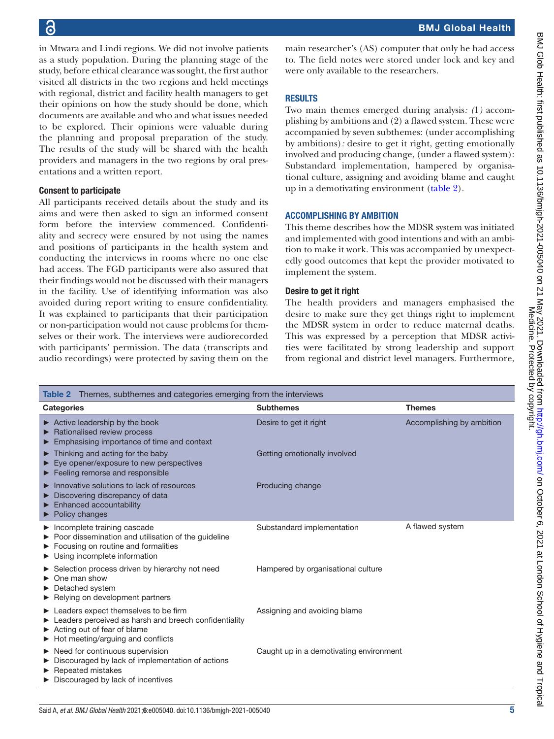in Mtwara and Lindi regions. We did not involve patients as a study population. During the planning stage of the study, before ethical clearance was sought, the first author visited all districts in the two regions and held meetings with regional, district and facility health managers to get their opinions on how the study should be done, which documents are available and who and what issues needed to be explored. Their opinions were valuable during the planning and proposal preparation of the study. The results of the study will be shared with the health providers and managers in the two regions by oral presentations and a written report.

### Consent to participate

All participants received details about the study and its aims and were then asked to sign an informed consent form before the interview commenced. Confidentiality and secrecy were ensured by not using the names and positions of participants in the health system and conducting the interviews in rooms where no one else had access. The FGD participants were also assured that their findings would not be discussed with their managers in the facility. Use of identifying information was also avoided during report writing to ensure confidentiality. It was explained to participants that their participation or non-participation would not cause problems for themselves or their work. The interviews were audiorecorded with participants' permission. The data (transcripts and audio recordings) were protected by saving them on the main researcher's (AS) computer that only he had access to. The field notes were stored under lock and key and were only available to the researchers.

## RESULTS

Two main themes emerged during analysis*:* (1*)* accomplishing by ambitions and (2) a flawed system. These were accompanied by seven subthemes: (under accomplishing by ambitions)*:* desire to get it right, getting emotionally involved and producing change, (under a flawed system): Substandard implementation, hampered by organisational culture, assigning and avoiding blame and caught up in a demotivating environment (table 2).

## ACCOMPLISHING BY AMBITION

This theme describes how the MDSR system was initiated and implemented with good intentions and with an ambition to make it work. This was accompanied by unexpectedly good outcomes that kept the provider motivated to implement the system.

### Desire to get it right

The health providers and managers emphasised the desire to make sure they get things right to implement the MDSR system in order to reduce maternal deaths. This was expressed by a perception that MDSR activities were facilitated by strong leadership and support from regional and district level managers. Furthermore,

**Table 2** Themes, subthemes and categories emerging from the interviews

| Categories | Subthemes | Themes |
|---|---|---|
| ► Active leadership by the book<br>► Rationalised review process<br>► Emphasising importance of time and context | Desire to get it right | Accomplishing by ambition |
| ► Thinking and acting for the baby<br>► Eye opener/exposure to new perspectives<br>► Feeling remorse and responsible | Getting emotionally involved | |
| ► Innovative solutions to lack of resources<br>► Discovering discrepancy of data<br>► Enhanced accountability<br>► Policy changes | Producing change | |
| ► Incomplete training cascade<br>► Poor dissemination and utilisation of the guideline<br>► Focusing on routine and formalities<br>► Using incomplete information | Substandard implementation | A flawed system |
| ► Selection process driven by hierarchy not need<br>► One man show<br>► Detached system<br>► Relying on development partners | Hampered by organisational culture | |
| ► Leaders expect themselves to be firm<br>► Leaders perceived as harsh and breech confidentiality<br>► Acting out of fear of blame<br>► Hot meeting/arguing and conflicts | Assigning and avoiding blame | |
| ► Need for continuous supervision<br>► Discouraged by lack of implementation of actions<br>► Repeated mistakes<br>► Discouraged by lack of incentives | Caught up in a demotivating environment | |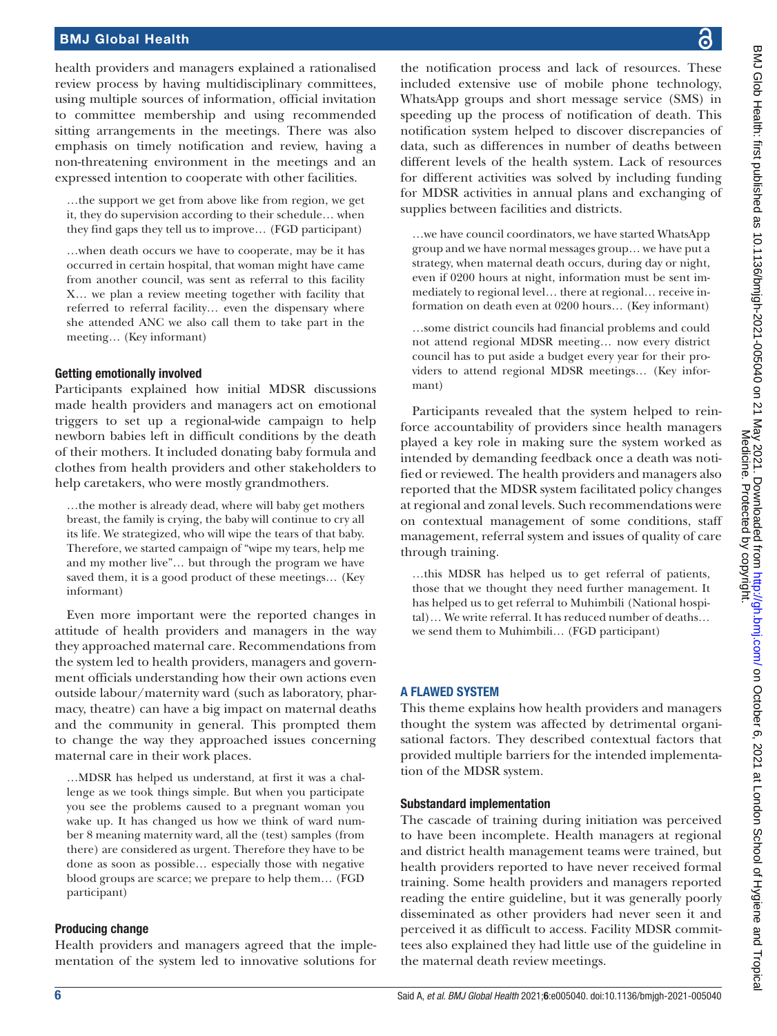health providers and managers explained a rationalised review process by having multidisciplinary committees, using multiple sources of information, official invitation to committee membership and using recommended sitting arrangements in the meetings. There was also emphasis on timely notification and review, having a non-threatening environment in the meetings and an expressed intention to cooperate with other facilities.

> …the support we get from above like from region, we get it, they do supervision according to their schedule… when they find gaps they tell us to improve… (FGD participant)

> …when death occurs we have to cooperate, may be it has occurred in certain hospital, that woman might have came from another council, was sent as referral to this facility X… we plan a review meeting together with facility that referred to referral facility… even the dispensary where she attended ANC we also call them to take part in the meeting… (Key informant)

### Getting emotionally involved

Participants explained how initial MDSR discussions made health providers and managers act on emotional triggers to set up a regional-wide campaign to help newborn babies left in difficult conditions by the death of their mothers. It included donating baby formula and clothes from health providers and other stakeholders to help caretakers, who were mostly grandmothers.

> …the mother is already dead, where will baby get mothers breast, the family is crying, the baby will continue to cry all its life. We strategized, who will wipe the tears of that baby. Therefore, we started campaign of "wipe my tears, help me and my mother live"… but through the program we have saved them, it is a good product of these meetings… (Key informant)

Even more important were the reported changes in attitude of health providers and managers in the way they approached maternal care. Recommendations from the system led to health providers, managers and government officials understanding how their own actions even outside labour/maternity ward (such as laboratory, pharmacy, theatre) can have a big impact on maternal deaths and the community in general. This prompted them to change the way they approached issues concerning maternal care in their work places.

> …MDSR has helped us understand, at first it was a challenge as we took things simple. But when you participate you see the problems caused to a pregnant woman you wake up. It has changed us how we think of ward number 8 meaning maternity ward, all the (test) samples (from there) are considered as urgent. Therefore they have to be done as soon as possible… especially those with negative blood groups are scarce; we prepare to help them… (FGD participant)

### Producing change

Health providers and managers agreed that the implementation of the system led to innovative solutions for the notification process and lack of resources. These included extensive use of mobile phone technology, WhatsApp groups and short message service (SMS) in speeding up the process of notification of death. This notification system helped to discover discrepancies of data, such as differences in number of deaths between different levels of the health system. Lack of resources for different activities was solved by including funding for MDSR activities in annual plans and exchanging of supplies between facilities and districts.

> …we have council coordinators, we have started WhatsApp group and we have normal messages group… we have put a strategy, when maternal death occurs, during day or night, even if 0200 hours at night, information must be sent immediately to regional level… there at regional… receive information on death even at 0200 hours… (Key informant)

> …some district councils had financial problems and could not attend regional MDSR meeting… now every district council has to put aside a budget every year for their providers to attend regional MDSR meetings… (Key informant)

Participants revealed that the system helped to reinforce accountability of providers since health managers played a key role in making sure the system worked as intended by demanding feedback once a death was notified or reviewed. The health providers and managers also reported that the MDSR system facilitated policy changes at regional and zonal levels. Such recommendations were on contextual management of some conditions, staff management, referral system and issues of quality of care through training.

> …this MDSR has helped us to get referral of patients, those that we thought they need further management. It has helped us to get referral to Muhimbili (National hospital)… We write referral. It has reduced number of deaths… we send them to Muhimbili… (FGD participant)

## A FLAWED SYSTEM

This theme explains how health providers and managers thought the system was affected by detrimental organisational factors. They described contextual factors that provided multiple barriers for the intended implementation of the MDSR system.

### Substandard implementation

The cascade of training during initiation was perceived to have been incomplete. Health managers at regional and district health management teams were trained, but health providers reported to have never received formal training. Some health providers and managers reported reading the entire guideline, but it was generally poorly disseminated as other providers had never seen it and perceived it as difficult to access. Facility MDSR committees also explained they had little use of the guideline in the maternal death review meetings.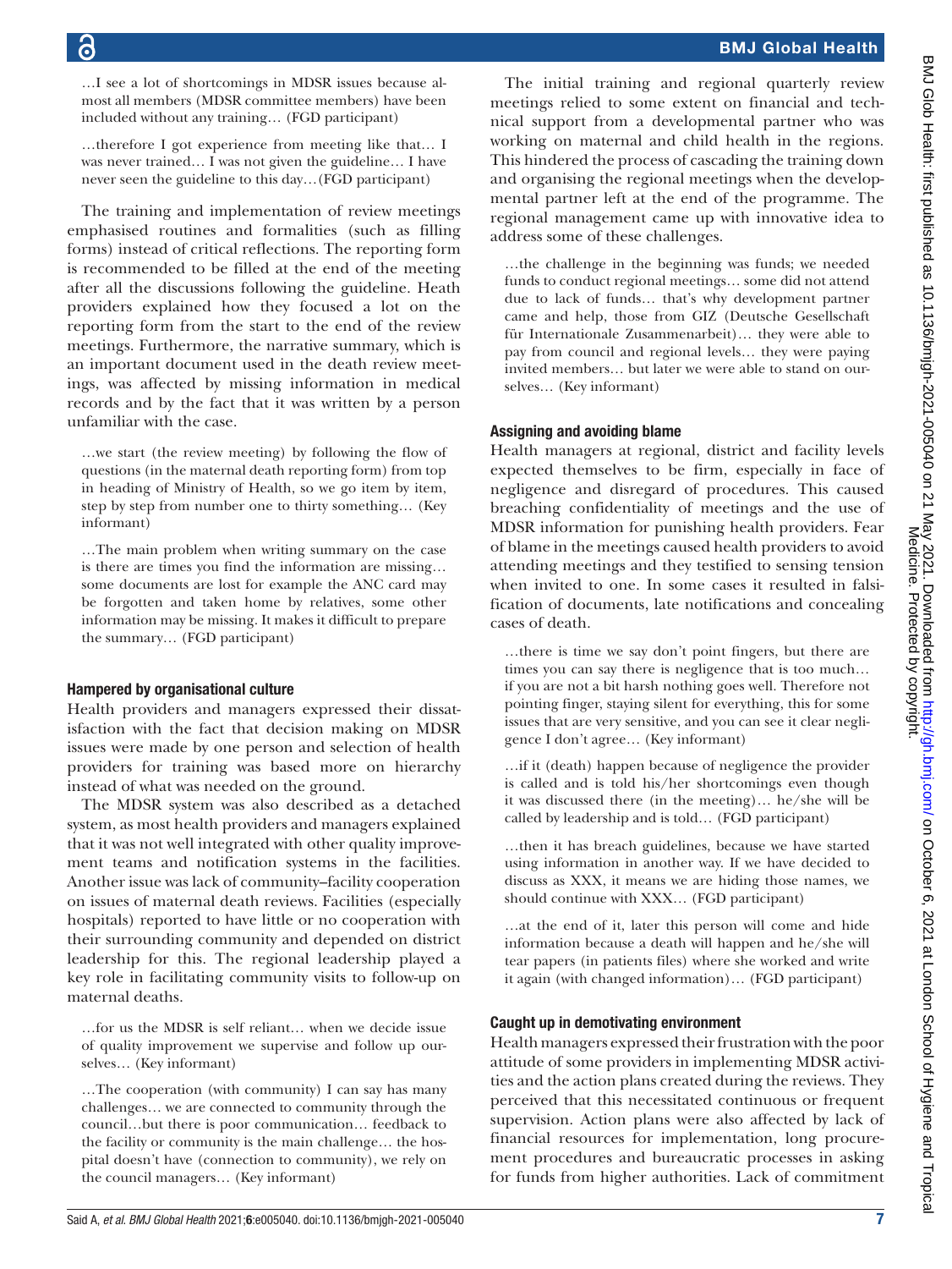…I see a lot of shortcomings in MDSR issues because almost all members (MDSR committee members) have been included without any training… (FGD participant)

…therefore I got experience from meeting like that… I was never trained… I was not given the guideline… I have never seen the guideline to this day…(FGD participant)

The training and implementation of review meetings emphasised routines and formalities (such as filling forms) instead of critical reflections. The reporting form is recommended to be filled at the end of the meeting after all the discussions following the guideline. Heath providers explained how they focused a lot on the reporting form from the start to the end of the review meetings. Furthermore, the narrative summary, which is an important document used in the death review meetings, was affected by missing information in medical records and by the fact that it was written by a person unfamiliar with the case.

…we start (the review meeting) by following the flow of questions (in the maternal death reporting form) from top in heading of Ministry of Health, so we go item by item, step by step from number one to thirty something… (Key informant)

…The main problem when writing summary on the case is there are times you find the information are missing… some documents are lost for example the ANC card may be forgotten and taken home by relatives, some other information may be missing. It makes it difficult to prepare the summary… (FGD participant)

### Hampered by organisational culture

Health providers and managers expressed their dissatisfaction with the fact that decision making on MDSR issues were made by one person and selection of health providers for training was based more on hierarchy instead of what was needed on the ground.

The MDSR system was also described as a detached system, as most health providers and managers explained that it was not well integrated with other quality improvement teams and notification systems in the facilities. Another issue was lack of community–facility cooperation on issues of maternal death reviews. Facilities (especially hospitals) reported to have little or no cooperation with their surrounding community and depended on district leadership for this. The regional leadership played a key role in facilitating community visits to follow-up on maternal deaths.

…for us the MDSR is self reliant… when we decide issue of quality improvement we supervise and follow up ourselves… (Key informant)

…The cooperation (with community) I can say has many challenges… we are connected to community through the council…but there is poor communication… feedback to the facility or community is the main challenge… the hospital doesn't have (connection to community), we rely on the council managers… (Key informant)

The initial training and regional quarterly review meetings relied to some extent on financial and technical support from a developmental partner who was working on maternal and child health in the regions. This hindered the process of cascading the training down and organising the regional meetings when the developmental partner left at the end of the programme. The regional management came up with innovative idea to address some of these challenges.

…the challenge in the beginning was funds; we needed funds to conduct regional meetings… some did not attend due to lack of funds… that's why development partner came and help, those from GIZ (Deutsche Gesellschaft für Internationale Zusammenarbeit)… they were able to pay from council and regional levels… they were paying invited members… but later we were able to stand on ourselves… (Key informant)

### Assigning and avoiding blame

Health managers at regional, district and facility levels expected themselves to be firm, especially in face of negligence and disregard of procedures. This caused breaching confidentiality of meetings and the use of MDSR information for punishing health providers. Fear of blame in the meetings caused health providers to avoid attending meetings and they testified to sensing tension when invited to one. In some cases it resulted in falsification of documents, late notifications and concealing cases of death.

…there is time we say don't point fingers, but there are times you can say there is negligence that is too much… if you are not a bit harsh nothing goes well. Therefore not pointing finger, staying silent for everything, this for some issues that are very sensitive, and you can see it clear negligence I don't agree… (Key informant)

…if it (death) happen because of negligence the provider is called and is told his/her shortcomings even though it was discussed there (in the meeting)… he/she will be called by leadership and is told… (FGD participant)

…then it has breach guidelines, because we have started using information in another way. If we have decided to discuss as XXX, it means we are hiding those names, we should continue with XXX… (FGD participant)

…at the end of it, later this person will come and hide information because a death will happen and he/she will tear papers (in patients files) where she worked and write it again (with changed information)… (FGD participant)

### Caught up in demotivating environment

Health managers expressed their frustration with the poor attitude of some providers in implementing MDSR activities and the action plans created during the reviews. They perceived that this necessitated continuous or frequent supervision. Action plans were also affected by lack of financial resources for implementation, long procurement procedures and bureaucratic processes in asking for funds from higher authorities. Lack of commitment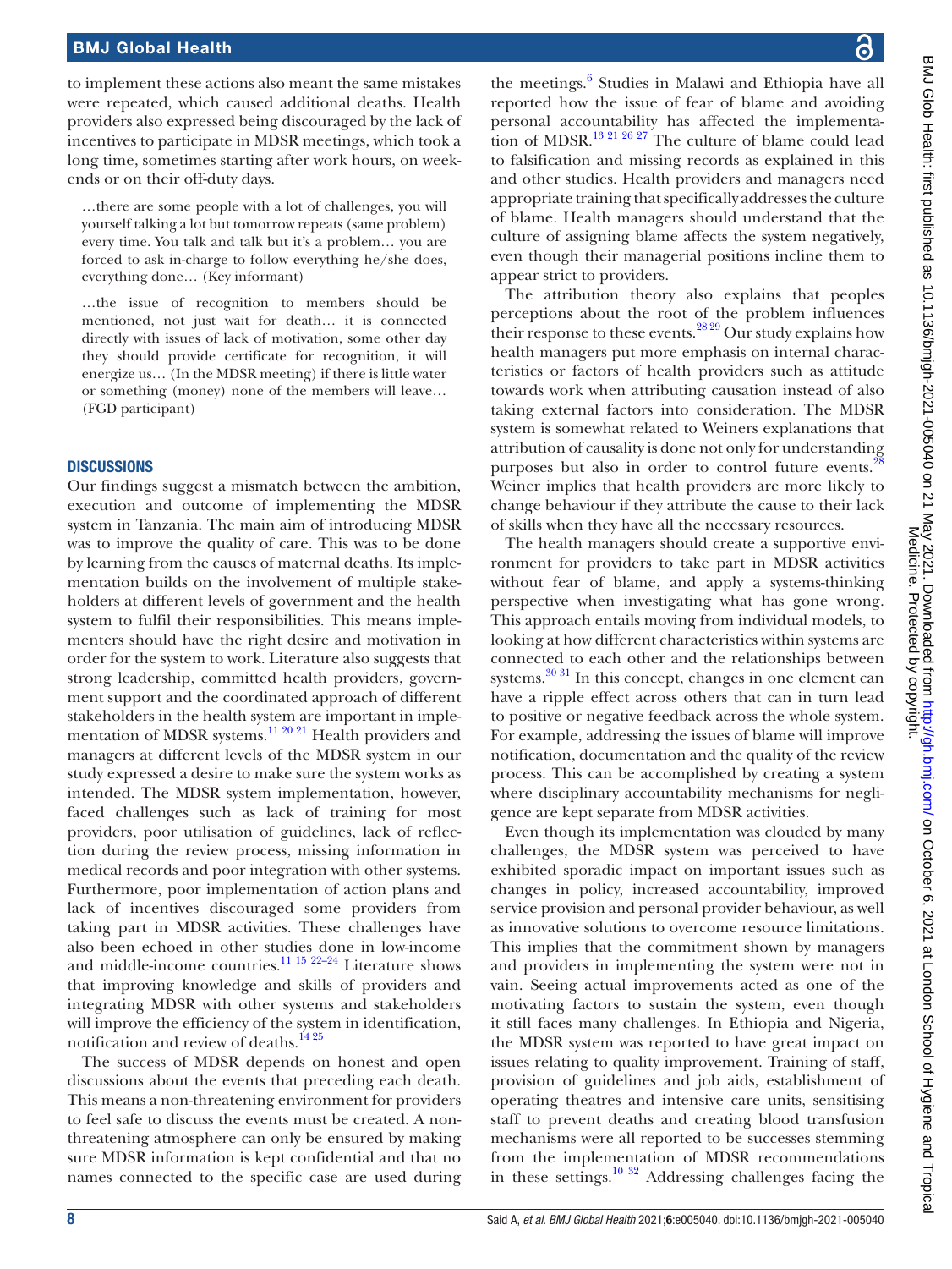to implement these actions also meant the same mistakes were repeated, which caused additional deaths. Health providers also expressed being discouraged by the lack of incentives to participate in MDSR meetings, which took a long time, sometimes starting after work hours, on weekends or on their off-duty days.

> …there are some people with a lot of challenges, you will yourself talking a lot but tomorrow repeats (same problem) every time. You talk and talk but it's a problem… you are forced to ask in-charge to follow everything he/she does, everything done… (Key informant)

> …the issue of recognition to members should be mentioned, not just wait for death… it is connected directly with issues of lack of motivation, some other day they should provide certificate for recognition, it will energize us… (In the MDSR meeting) if there is little water or something (money) none of the members will leave… (FGD participant)

## DISCUSSIONS

Our findings suggest a mismatch between the ambition, execution and outcome of implementing the MDSR system in Tanzania. The main aim of introducing MDSR was to improve the quality of care. This was to be done by learning from the causes of maternal deaths. Its implementation builds on the involvement of multiple stakeholders at different levels of government and the health system to fulfil their responsibilities. This means implementers should have the right desire and motivation in order for the system to work. Literature also suggests that strong leadership, committed health providers, government support and the coordinated approach of different stakeholders in the health system are important in implementation of MDSR systems.[11 20 21] Health providers and managers at different levels of the MDSR system in our study expressed a desire to make sure the system works as intended. The MDSR system implementation, however, faced challenges such as lack of training for most providers, poor utilisation of guidelines, lack of reflection during the review process, missing information in medical records and poor integration with other systems. Furthermore, poor implementation of action plans and lack of incentives discouraged some providers from taking part in MDSR activities. These challenges have also been echoed in other studies done in low-income and middle-income countries.[11 15 22–24] Literature shows that improving knowledge and skills of providers and integrating MDSR with other systems and stakeholders will improve the efficiency of the system in identification, notification and review of deaths.[14 25]

The success of MDSR depends on honest and open discussions about the events that preceding each death. This means a non-threatening environment for providers to feel safe to discuss the events must be created. A non-threatening atmosphere can only be ensured by making sure MDSR information is kept confidential and that no names connected to the specific case are used during the meetings.[6] Studies in Malawi and Ethiopia have all reported how the issue of fear of blame and avoiding personal accountability has affected the implementation of MDSR.[13 21 26 27] The culture of blame could lead to falsification and missing records as explained in this and other studies. Health providers and managers need appropriate training that specifically addresses the culture of blame. Health managers should understand that the culture of assigning blame affects the system negatively, even though their managerial positions incline them to appear strict to providers.

The attribution theory also explains that peoples perceptions about the root of the problem influences their response to these events.[28 29] Our study explains how health managers put more emphasis on internal characteristics or factors of health providers such as attitude towards work when attributing causation instead of also taking external factors into consideration. The MDSR system is somewhat related to Weiners explanations that attribution of causality is done not only for understanding purposes but also in order to control future events.[28] Weiner implies that health providers are more likely to change behaviour if they attribute the cause to their lack of skills when they have all the necessary resources.

The health managers should create a supportive environment for providers to take part in MDSR activities without fear of blame, and apply a systems-thinking perspective when investigating what has gone wrong. This approach entails moving from individual models, to looking at how different characteristics within systems are connected to each other and the relationships between systems.[30 31] In this concept, changes in one element can have a ripple effect across others that can in turn lead to positive or negative feedback across the whole system. For example, addressing the issues of blame will improve notification, documentation and the quality of the review process. This can be accomplished by creating a system where disciplinary accountability mechanisms for negligence are kept separate from MDSR activities.

Even though its implementation was clouded by many challenges, the MDSR system was perceived to have exhibited sporadic impact on important issues such as changes in policy, increased accountability, improved service provision and personal provider behaviour, as well as innovative solutions to overcome resource limitations. This implies that the commitment shown by managers and providers in implementing the system were not in vain. Seeing actual improvements acted as one of the motivating factors to sustain the system, even though it still faces many challenges. In Ethiopia and Nigeria, the MDSR system was reported to have great impact on issues relating to quality improvement. Training of staff, provision of guidelines and job aids, establishment of operating theatres and intensive care units, sensitising staff to prevent deaths and creating blood transfusion mechanisms were all reported to be successes stemming from the implementation of MDSR recommendations in these settings.[10 32] Addressing challenges facing the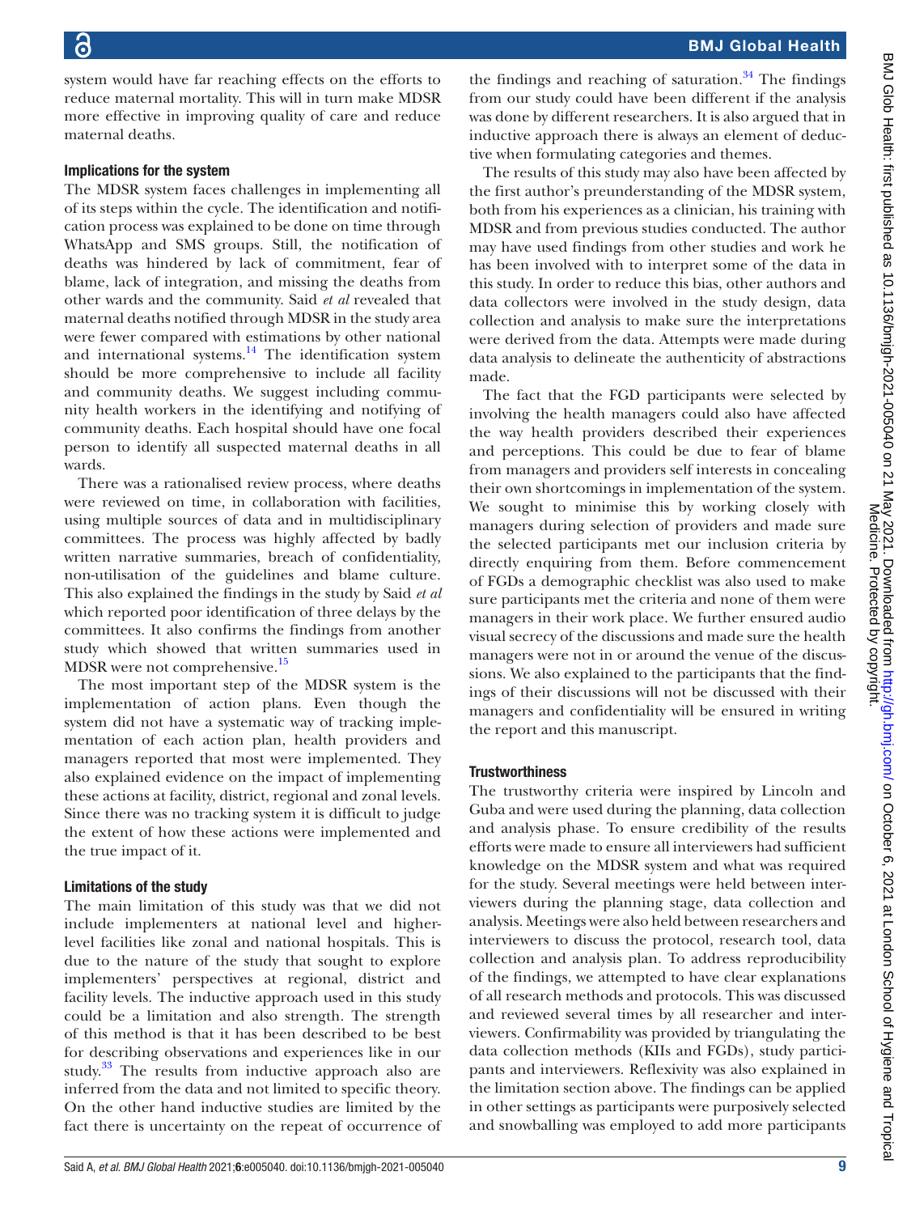system would have far reaching effects on the efforts to reduce maternal mortality. This will in turn make MDSR more effective in improving quality of care and reduce maternal deaths.

### Implications for the system

The MDSR system faces challenges in implementing all of its steps within the cycle. The identification and notification process was explained to be done on time through WhatsApp and SMS groups. Still, the notification of deaths was hindered by lack of commitment, fear of blame, lack of integration, and missing the deaths from other wards and the community. Said *et al* revealed that maternal deaths notified through MDSR in the study area were fewer compared with estimations by other national and international systems.[14] The identification system should be more comprehensive to include all facility and community deaths. We suggest including community health workers in the identifying and notifying of community deaths. Each hospital should have one focal person to identify all suspected maternal deaths in all wards.

There was a rationalised review process, where deaths were reviewed on time, in collaboration with facilities, using multiple sources of data and in multidisciplinary committees. The process was highly affected by badly written narrative summaries, breach of confidentiality, non-utilisation of the guidelines and blame culture. This also explained the findings in the study by Said *et al* which reported poor identification of three delays by the committees. It also confirms the findings from another study which showed that written summaries used in MDSR were not comprehensive.[15]

The most important step of the MDSR system is the implementation of action plans. Even though the system did not have a systematic way of tracking implementation of each action plan, health providers and managers reported that most were implemented. They also explained evidence on the impact of implementing these actions at facility, district, regional and zonal levels. Since there was no tracking system it is difficult to judge the extent of how these actions were implemented and the true impact of it.

### Limitations of the study

The main limitation of this study was that we did not include implementers at national level and higher-level facilities like zonal and national hospitals. This is due to the nature of the study that sought to explore implementers' perspectives at regional, district and facility levels. The inductive approach used in this study could be a limitation and also strength. The strength of this method is that it has been described to be best for describing observations and experiences like in our study.[33] The results from inductive approach also are inferred from the data and not limited to specific theory. On the other hand inductive studies are limited by the fact there is uncertainty on the repeat of occurrence of the findings and reaching of saturation.[34] The findings from our study could have been different if the analysis was done by different researchers. It is also argued that in inductive approach there is always an element of deductive when formulating categories and themes.

The results of this study may also have been affected by the first author's preunderstanding of the MDSR system, both from his experiences as a clinician, his training with MDSR and from previous studies conducted. The author may have used findings from other studies and work he has been involved with to interpret some of the data in this study. In order to reduce this bias, other authors and data collectors were involved in the study design, data collection and analysis to make sure the interpretations were derived from the data. Attempts were made during data analysis to delineate the authenticity of abstractions made.

The fact that the FGD participants were selected by involving the health managers could also have affected the way health providers described their experiences and perceptions. This could be due to fear of blame from managers and providers self interests in concealing their own shortcomings in implementation of the system. We sought to minimise this by working closely with managers during selection of providers and made sure the selected participants met our inclusion criteria by directly enquiring from them. Before commencement of FGDs a demographic checklist was also used to make sure participants met the criteria and none of them were managers in their work place. We further ensured audio visual secrecy of the discussions and made sure the health managers were not in or around the venue of the discussions. We also explained to the participants that the findings of their discussions will not be discussed with their managers and confidentiality will be ensured in writing the report and this manuscript.

### Trustworthiness

The trustworthy criteria were inspired by Lincoln and Guba and were used during the planning, data collection and analysis phase. To ensure credibility of the results efforts were made to ensure all interviewers had sufficient knowledge on the MDSR system and what was required for the study. Several meetings were held between interviewers during the planning stage, data collection and analysis. Meetings were also held between researchers and interviewers to discuss the protocol, research tool, data collection and analysis plan. To address reproducibility of the findings, we attempted to have clear explanations of all research methods and protocols. This was discussed and reviewed several times by all researcher and interviewers. Confirmability was provided by triangulating the data collection methods (KIIs and FGDs), study participants and interviewers. Reflexivity was also explained in the limitation section above. The findings can be applied in other settings as participants were purposively selected and snowballing was employed to add more participants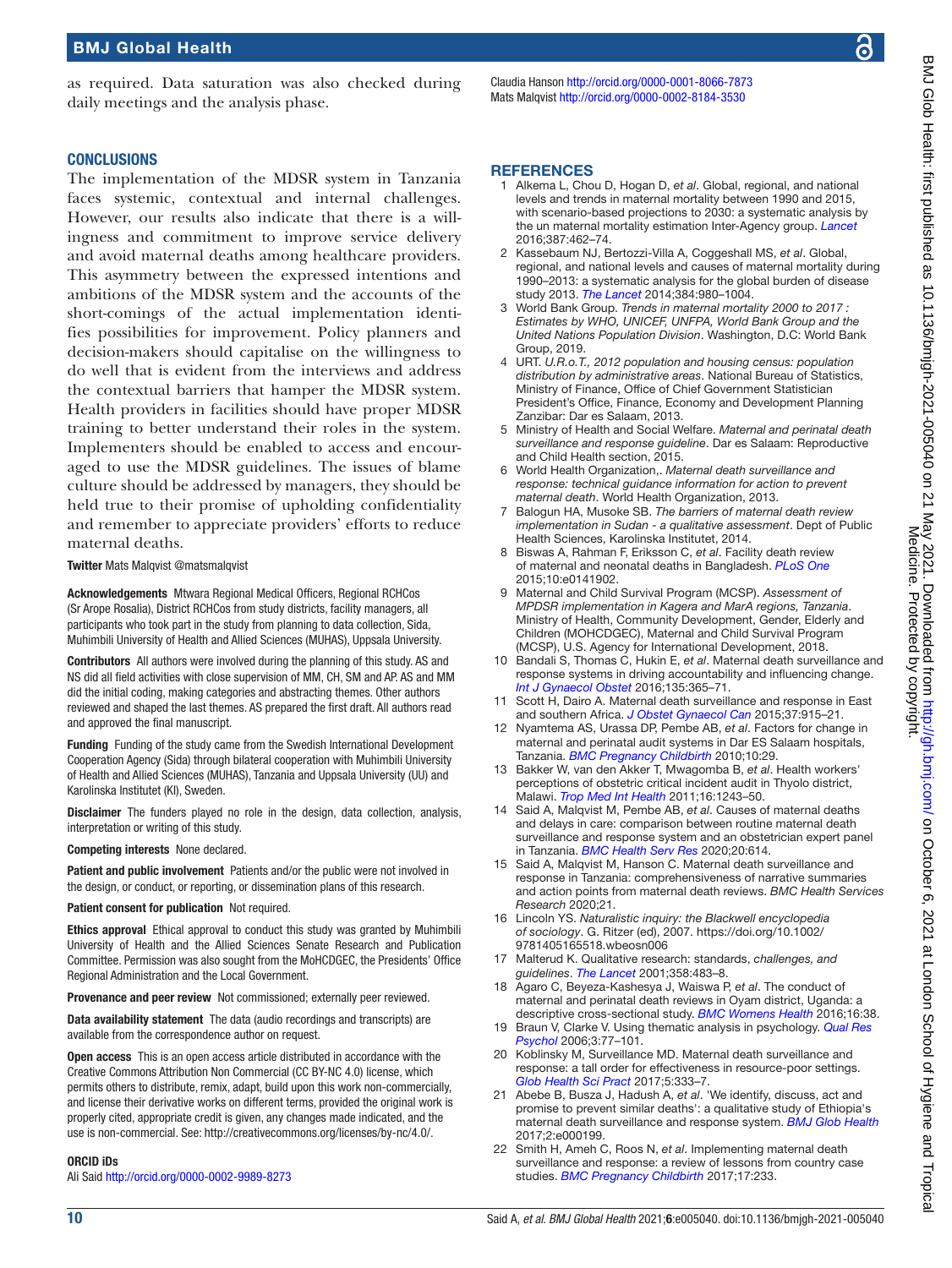as required. Data saturation was also checked during daily meetings and the analysis phase.

## CONCLUSIONS

The implementation of the MDSR system in Tanzania faces systemic, contextual and internal challenges. However, our results also indicate that there is a willingness and commitment to improve service delivery and avoid maternal deaths among healthcare providers. This asymmetry between the expressed intentions and ambitions of the MDSR system and the accounts of the short-comings of the actual implementation identifies possibilities for improvement. Policy planners and decision-makers should capitalise on the willingness to do well that is evident from the interviews and address the contextual barriers that hamper the MDSR system. Health providers in facilities should have proper MDSR training to better understand their roles in the system. Implementers should be enabled to access and encouraged to use the MDSR guidelines. The issues of blame culture should be addressed by managers, they should be held true to their promise of upholding confidentiality and remember to appreciate providers' efforts to reduce maternal deaths.

**Twitter** Mats Malqvist @matsmalqvist

**Acknowledgements** Mtwara Regional Medical Officers, Regional RCHCos (Sr Arope Rosalia), District RCHCos from study districts, facility managers, all participants who took part in the study from planning to data collection, Sida, Muhimbili University of Health and Allied Sciences (MUHAS), Uppsala University.

**Contributors** All authors were involved during the planning of this study. AS and NS did all field activities with close supervision of MM, CH, SM and AP. AS and MM did the initial coding, making categories and abstracting themes. Other authors reviewed and shaped the last themes. AS prepared the first draft. All authors read and approved the final manuscript.

**Funding** Funding of the study came from the Swedish International Development Cooperation Agency (Sida) through bilateral cooperation with Muhimbili University of Health and Allied Sciences (MUHAS), Tanzania and Uppsala University (UU) and Karolinska Institutet (KI), Sweden.

**Disclaimer** The funders played no role in the design, data collection, analysis, interpretation or writing of this study.

**Competing interests** None declared.

**Patient and public involvement** Patients and/or the public were not involved in the design, or conduct, or reporting, or dissemination plans of this research.

**Patient consent for publication** Not required.

**Ethics approval** Ethical approval to conduct this study was granted by Muhimbili University of Health and the Allied Sciences Senate Research and Publication Committee. Permission was also sought from the MoHCDGEC, the Presidents' Office Regional Administration and the Local Government.

**Provenance and peer review** Not commissioned; externally peer reviewed.

**Data availability statement** The data (audio recordings and transcripts) are available from the correspondence author on request.

**Open access** This is an open access article distributed in accordance with the Creative Commons Attribution Non Commercial (CC BY-NC 4.0) license, which permits others to distribute, remix, adapt, build upon this work non-commercially, and license their derivative works on different terms, provided the original work is properly cited, appropriate credit is given, any changes made indicated, and the use is non-commercial. See: http://creativecommons.org/licenses/by-nc/4.0/.

**ORCID iDs**

Ali Said http://orcid.org/0000-0002-9989-8273
Claudia Hanson http://orcid.org/0000-0001-8066-7873
Mats Malqvist http://orcid.org/0000-0002-8184-3530

## REFERENCES

1. Alkema L, Chou D, Hogan D, *et al*. Global, regional, and national levels and trends in maternal mortality between 1990 and 2015, with scenario-based projections to 2030: a systematic analysis by the un maternal mortality estimation Inter-Agency group. *Lancet* 2016;387:462–74.
2. Kassebaum NJ, Bertozzi-Villa A, Coggeshall MS, *et al*. Global, regional, and national levels and causes of maternal mortality during 1990–2013: a systematic analysis for the global burden of disease study 2013. *The Lancet* 2014;384:980–1004.
3. World Bank Group. *Trends in maternal mortality 2000 to 2017 : Estimates by WHO, UNICEF, UNFPA, World Bank Group and the United Nations Population Division*. Washington, D.C: World Bank Group, 2019.
4. URT. *U.R.o.T., 2012 population and housing census: population distribution by administrative areas*. National Bureau of Statistics, Ministry of Finance, Office of Chief Government Statistician President's Office, Finance, Economy and Development Planning Zanzibar: Dar es Salaam, 2013.
5. Ministry of Health and Social Welfare. *Maternal and perinatal death surveillance and response guideline*. Dar es Salaam: Reproductive and Child Health section, 2015.
6. World Health Organization,. *Maternal death surveillance and response: technical guidance information for action to prevent maternal death*. World Health Organization, 2013.
7. Balogun HA, Musoke SB. *The barriers of maternal death review implementation in Sudan - a qualitative assessment*. Dept of Public Health Sciences, Karolinska Institutet, 2014.
8. Biswas A, Rahman F, Eriksson C, *et al*. Facility death review of maternal and neonatal deaths in Bangladesh. *PLoS One* 2015;10:e0141902.
9. Maternal and Child Survival Program (MCSP). *Assessment of MPDSR implementation in Kagera and MarA regions, Tanzania*. Ministry of Health, Community Development, Gender, Elderly and Children (MOHCDGEC), Maternal and Child Survival Program (MCSP), U.S. Agency for International Development, 2018.
10. Bandali S, Thomas C, Hukin E, *et al*. Maternal death surveillance and response systems in driving accountability and influencing change. *Int J Gynaecol Obstet* 2016;135:365–71.
11. Scott H, Dairo A. Maternal death surveillance and response in East and southern Africa. *J Obstet Gynaecol Can* 2015;37:915–21.
12. Nyamtema AS, Urassa DP, Pembe AB, *et al*. Factors for change in maternal and perinatal audit systems in Dar ES Salaam hospitals, Tanzania. *BMC Pregnancy Childbirth* 2010;10:29.
13. Bakker W, van den Akker T, Mwagomba B, *et al*. Health workers' perceptions of obstetric critical incident audit in Thyolo district, Malawi. *Trop Med Int Health* 2011;16:1243–50.
14. Said A, Malqvist M, Pembe AB, *et al*. Causes of maternal deaths and delays in care: comparison between routine maternal death surveillance and response system and an obstetrician expert panel in Tanzania. *BMC Health Serv Res* 2020;20:614.
15. Said A, Malqvist M, Hanson C. Maternal death surveillance and response in Tanzania: comprehensiveness of narrative summaries and action points from maternal death reviews. *BMC Health Services Research* 2020;21.
16. Lincoln YS. *Naturalistic inquiry: the Blackwell encyclopedia of sociology*. G. Ritzer (ed), 2007. https://doi.org/10.1002/9781405165518.wbeosn006
17. Malterud K. Qualitative research: standards, *challenges, and guidelines*. *The Lancet* 2001;358:483–8.
18. Agaro C, Beyeza-Kashesya J, Waiswa P, *et al*. The conduct of maternal and perinatal death reviews in Oyam district, Uganda: a descriptive cross-sectional study. *BMC Womens Health* 2016;16:38.
19. Braun V, Clarke V. Using thematic analysis in psychology. *Qual Res Psychol* 2006;3:77–101.
20. Koblinsky M, Surveillance MD. Maternal death surveillance and response: a tall order for effectiveness in resource-poor settings. *Glob Health Sci Pract* 2017;5:333–7.
21. Abebe B, Busza J, Hadush A, *et al*. 'We identify, discuss, act and promise to prevent similar deaths': a qualitative study of Ethiopia's maternal death surveillance and response system. *BMJ Glob Health* 2017;2:e000199.
22. Smith H, Ameh C, Roos N, *et al*. Implementing maternal death surveillance and response: a review of lessons from country case studies. *BMC Pregnancy Childbirth* 2017;17:233.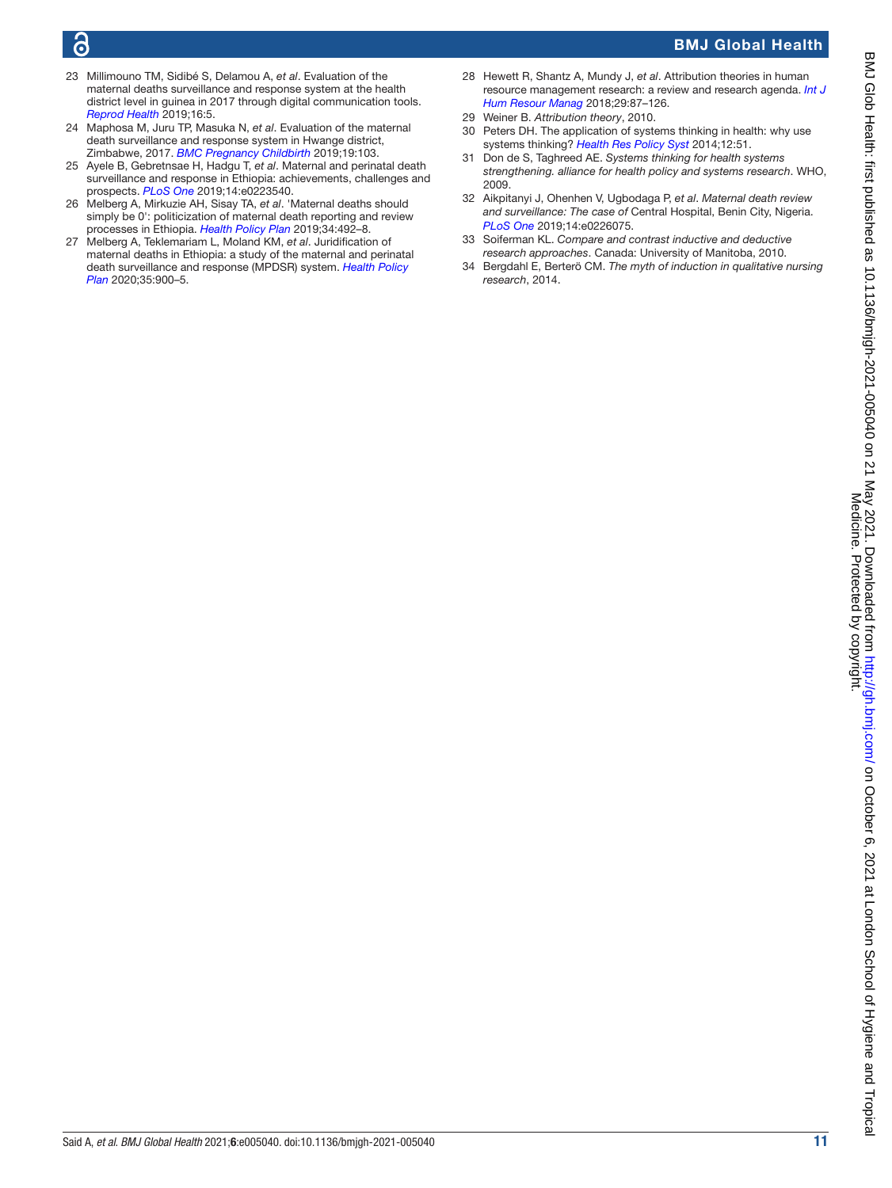23. Millimouno TM, Sidibé S, Delamou A, *et al*. Evaluation of the maternal deaths surveillance and response system at the health district level in guinea in 2017 through digital communication tools. *Reprod Health* 2019;16:5.
24. Maphosa M, Juru TP, Masuka N, *et al*. Evaluation of the maternal death surveillance and response system in Hwange district, Zimbabwe, 2017. *BMC Pregnancy Childbirth* 2019;19:103.
25. Ayele B, Gebretnsae H, Hadgu T, *et al*. Maternal and perinatal death surveillance and response in Ethiopia: achievements, challenges and prospects. *PLoS One* 2019;14:e0223540.
26. Melberg A, Mirkuzie AH, Sisay TA, *et al*. 'Maternal deaths should simply be 0': politicization of maternal death reporting and review processes in Ethiopia. *Health Policy Plan* 2019;34:492–8.
27. Melberg A, Teklemariam L, Moland KM, *et al*. Juridification of maternal deaths in Ethiopia: a study of the maternal and perinatal death surveillance and response (MPDSR) system. *Health Policy Plan* 2020;35:900–5.
28. Hewett R, Shantz A, Mundy J, *et al*. Attribution theories in human resource management research: a review and research agenda. *Int J Hum Resour Manag* 2018;29:87–126.
29. Weiner B. *Attribution theory*, 2010.
30. Peters DH. The application of systems thinking in health: why use systems thinking? *Health Res Policy Syst* 2014;12:51.
31. Don de S, Taghreed AE. *Systems thinking for health systems strengthening. alliance for health policy and systems research*. WHO, 2009.
32. Aikpitanyi J, Ohenhen V, Ugbodaga P, *et al*. *Maternal death review and surveillance: The case of* Central Hospital, Benin City, Nigeria. *PLoS One* 2019;14:e0226075.
33. Soiferman KL. *Compare and contrast inductive and deductive research approaches*. Canada: University of Manitoba, 2010.
34. Bergdahl E, Berterö CM. *The myth of induction in qualitative nursing research*, 2014.